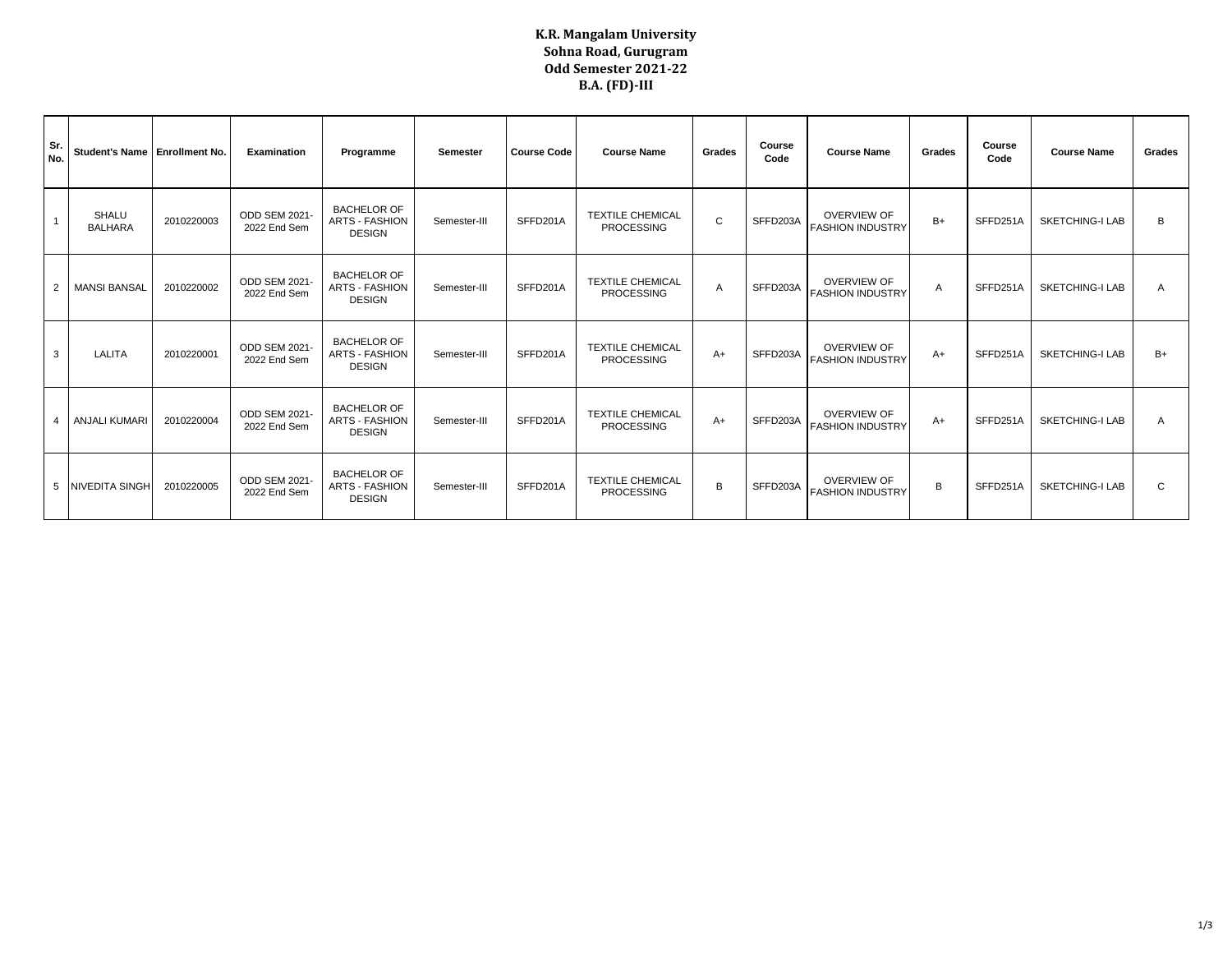# K.R. Mangalam University
## Sohna Road, Gurugram
## Odd Semester 2021-22
## B.A. (FD)-III

| Sr. No. | Student's Name | Enrollment No. | Examination | Programme | Semester | Course Code | Course Name | Grades | Course Code | Course Name | Grades | Course Code | Course Name | Grades |
|---|---|---|---|---|---|---|---|---|---|---|---|---|---|---|
| 1 | SHALU BALHARA | 2010220003 | ODD SEM 2021-2022 End Sem | BACHELOR OF ARTS - FASHION DESIGN | Semester-III | SFFD201A | TEXTILE CHEMICAL PROCESSING | C | SFFD203A | OVERVIEW OF FASHION INDUSTRY | B+ | SFFD251A | SKETCHING-I LAB | B |
| 2 | MANSI BANSAL | 2010220002 | ODD SEM 2021-2022 End Sem | BACHELOR OF ARTS - FASHION DESIGN | Semester-III | SFFD201A | TEXTILE CHEMICAL PROCESSING | A | SFFD203A | OVERVIEW OF FASHION INDUSTRY | A | SFFD251A | SKETCHING-I LAB | A |
| 3 | LALITA | 2010220001 | ODD SEM 2021-2022 End Sem | BACHELOR OF ARTS - FASHION DESIGN | Semester-III | SFFD201A | TEXTILE CHEMICAL PROCESSING | A+ | SFFD203A | OVERVIEW OF FASHION INDUSTRY | A+ | SFFD251A | SKETCHING-I LAB | B+ |
| 4 | ANJALI KUMARI | 2010220004 | ODD SEM 2021-2022 End Sem | BACHELOR OF ARTS - FASHION DESIGN | Semester-III | SFFD201A | TEXTILE CHEMICAL PROCESSING | A+ | SFFD203A | OVERVIEW OF FASHION INDUSTRY | A+ | SFFD251A | SKETCHING-I LAB | A |
| 5 | NIVEDITA SINGH | 2010220005 | ODD SEM 2021-2022 End Sem | BACHELOR OF ARTS - FASHION DESIGN | Semester-III | SFFD201A | TEXTILE CHEMICAL PROCESSING | B | SFFD203A | OVERVIEW OF FASHION INDUSTRY | B | SFFD251A | SKETCHING-I LAB | C |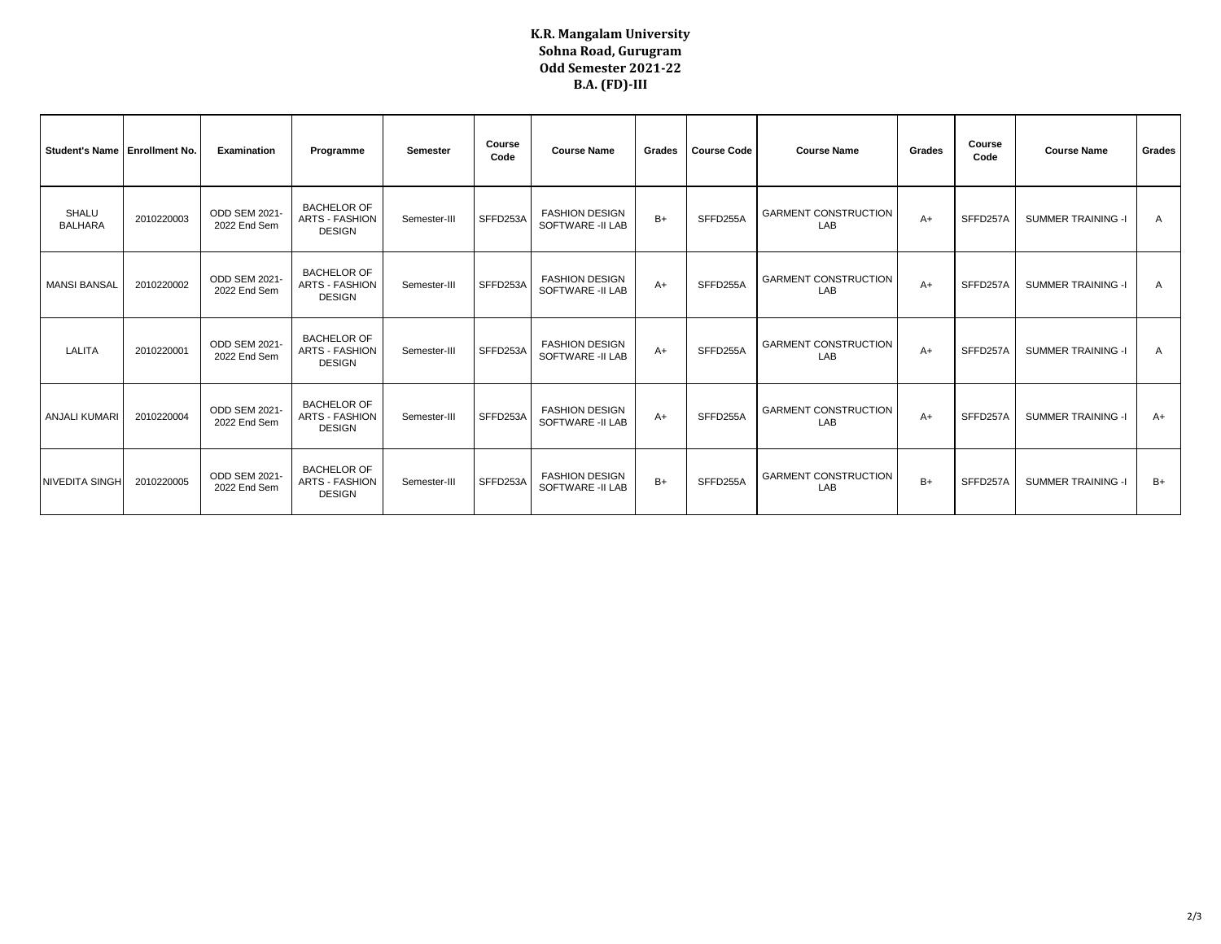**K.R. Mangalam University**
**Sohna Road, Gurugram**
**Odd Semester 2021-22**
**B.A. (FD)-III**

| Student's Name | Enrollment No. | Examination | Programme | Semester | Course Code | Course Name | Grades | Course Code | Course Name | Grades | Course Code | Course Name | Grades |
|---|---|---|---|---|---|---|---|---|---|---|---|---|---|
| SHALU BALHARA | 2010220003 | ODD SEM 2021-2022 End Sem | BACHELOR OF ARTS - FASHION DESIGN | Semester-III | SFFD253A | FASHION DESIGN SOFTWARE -II LAB | B+ | SFFD255A | GARMENT CONSTRUCTION LAB | A+ | SFFD257A | SUMMER TRAINING -I | A |
| MANSI BANSAL | 2010220002 | ODD SEM 2021-2022 End Sem | BACHELOR OF ARTS - FASHION DESIGN | Semester-III | SFFD253A | FASHION DESIGN SOFTWARE -II LAB | A+ | SFFD255A | GARMENT CONSTRUCTION LAB | A+ | SFFD257A | SUMMER TRAINING -I | A |
| LALITA | 2010220001 | ODD SEM 2021-2022 End Sem | BACHELOR OF ARTS - FASHION DESIGN | Semester-III | SFFD253A | FASHION DESIGN SOFTWARE -II LAB | A+ | SFFD255A | GARMENT CONSTRUCTION LAB | A+ | SFFD257A | SUMMER TRAINING -I | A |
| ANJALI KUMARI | 2010220004 | ODD SEM 2021-2022 End Sem | BACHELOR OF ARTS - FASHION DESIGN | Semester-III | SFFD253A | FASHION DESIGN SOFTWARE -II LAB | A+ | SFFD255A | GARMENT CONSTRUCTION LAB | A+ | SFFD257A | SUMMER TRAINING -I | A+ |
| NIVEDITA SINGH | 2010220005 | ODD SEM 2021-2022 End Sem | BACHELOR OF ARTS - FASHION DESIGN | Semester-III | SFFD253A | FASHION DESIGN SOFTWARE -II LAB | B+ | SFFD255A | GARMENT CONSTRUCTION LAB | B+ | SFFD257A | SUMMER TRAINING -I | B+ |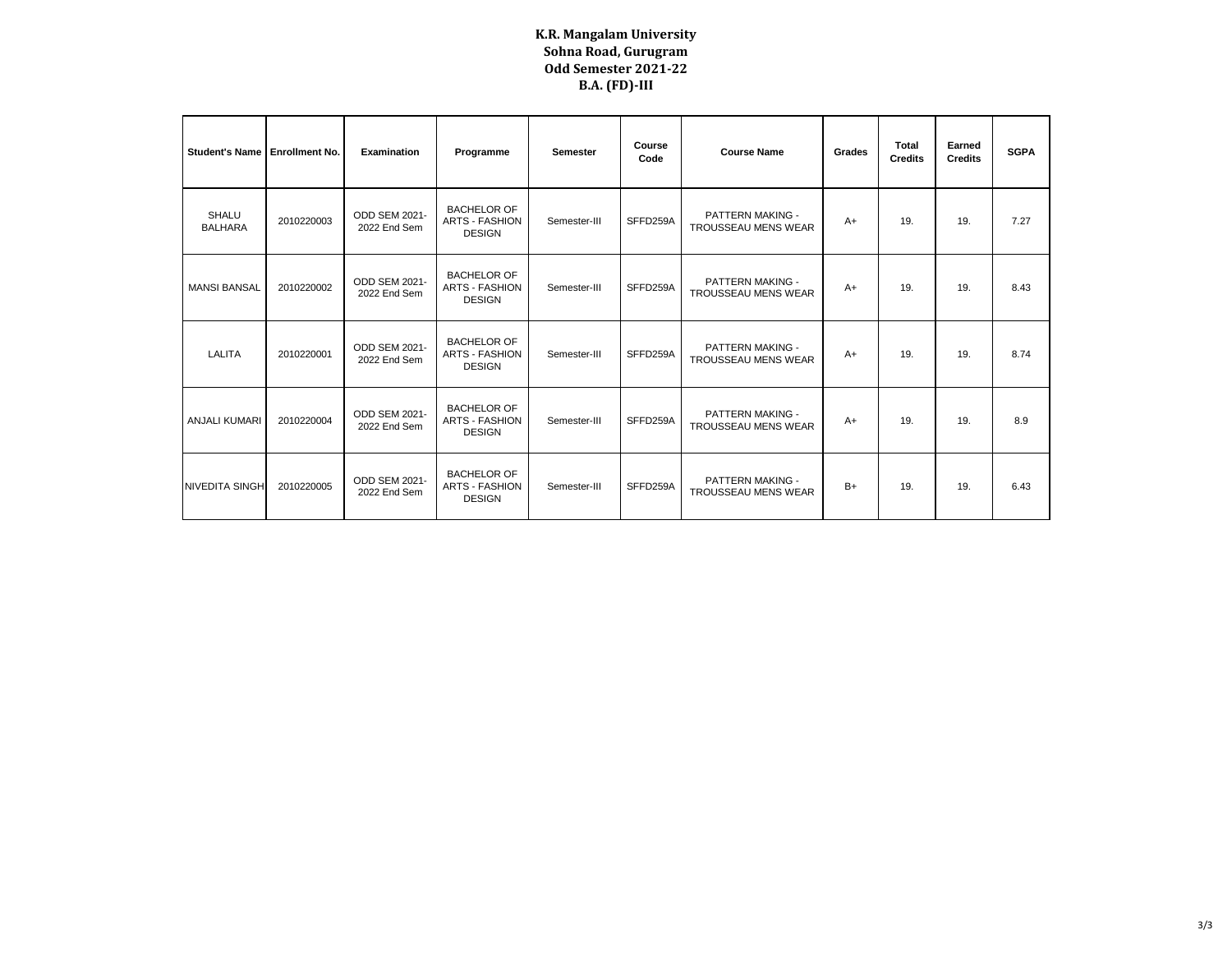**K.R. Mangalam University**
**Sohna Road, Gurugram**
**Odd Semester 2021-22**
**B.A. (FD)-III**

| Student's Name | Enrollment No. | Examination | Programme | Semester | Course Code | Course Name | Grades | Total Credits | Earned Credits | SGPA |
|---|---|---|---|---|---|---|---|---|---|---|
| SHALU BALHARA | 2010220003 | ODD SEM 2021-2022 End Sem | BACHELOR OF ARTS - FASHION DESIGN | Semester-III | SFFD259A | PATTERN MAKING - TROUSSEAU MENS WEAR | A+ | 19. | 19. | 7.27 |
| MANSI BANSAL | 2010220002 | ODD SEM 2021-2022 End Sem | BACHELOR OF ARTS - FASHION DESIGN | Semester-III | SFFD259A | PATTERN MAKING - TROUSSEAU MENS WEAR | A+ | 19. | 19. | 8.43 |
| LALITA | 2010220001 | ODD SEM 2021-2022 End Sem | BACHELOR OF ARTS - FASHION DESIGN | Semester-III | SFFD259A | PATTERN MAKING - TROUSSEAU MENS WEAR | A+ | 19. | 19. | 8.74 |
| ANJALI KUMARI | 2010220004 | ODD SEM 2021-2022 End Sem | BACHELOR OF ARTS - FASHION DESIGN | Semester-III | SFFD259A | PATTERN MAKING - TROUSSEAU MENS WEAR | A+ | 19. | 19. | 8.9 |
| NIVEDITA SINGH | 2010220005 | ODD SEM 2021-2022 End Sem | BACHELOR OF ARTS - FASHION DESIGN | Semester-III | SFFD259A | PATTERN MAKING - TROUSSEAU MENS WEAR | B+ | 19. | 19. | 6.43 |